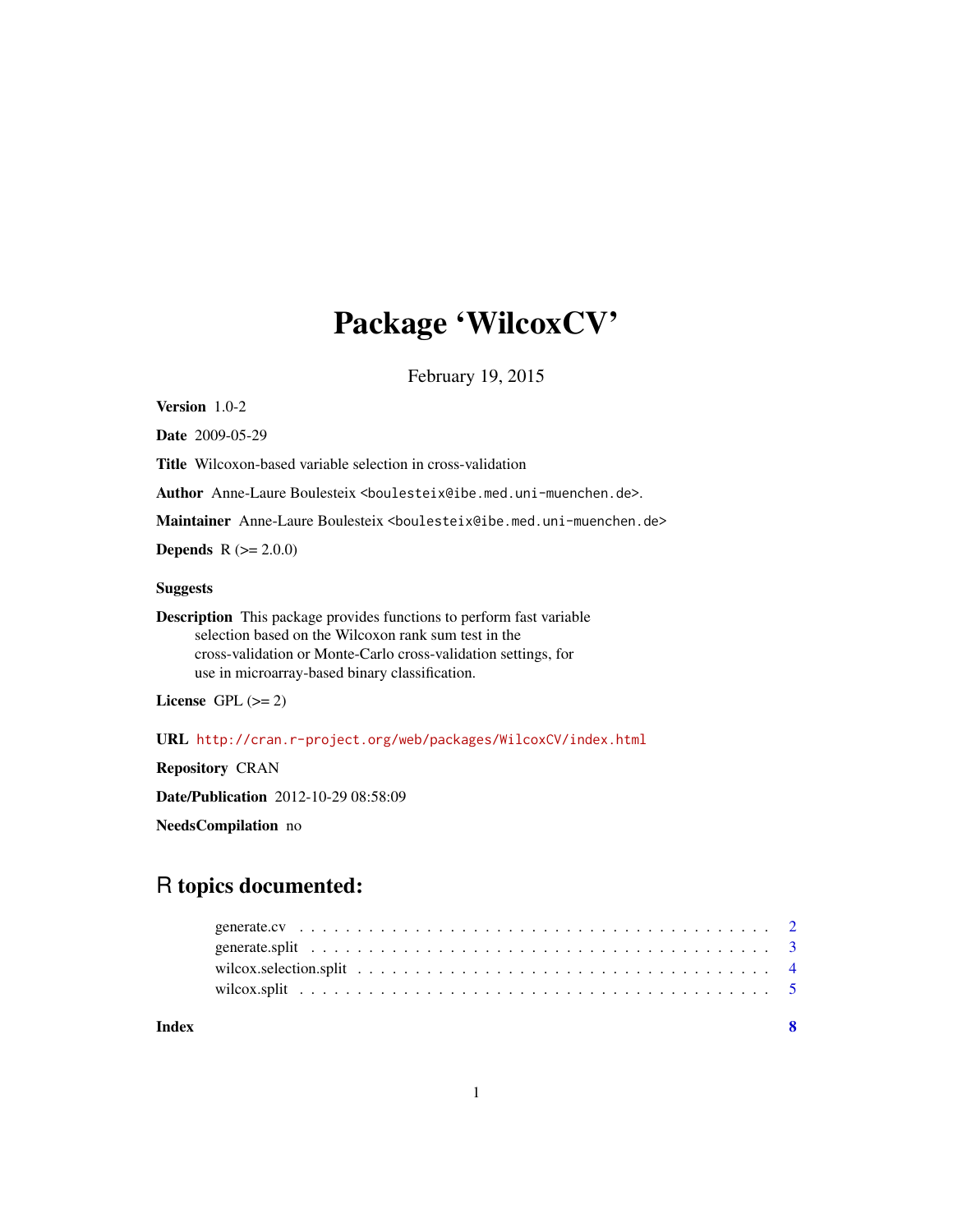# Package 'WilcoxCV'

February 19, 2015

**Version** 1.0-2

**Date** 2009-05-29

**Title** Wilcoxon-based variable selection in cross-validation

**Author** Anne-Laure Boulesteix <boulesteix@ibe.med.uni-muenchen.de>.

**Maintainer** Anne-Laure Boulesteix <boulesteix@ibe.med.uni-muenchen.de>

**Depends** R (>= 2.0.0)

**Suggests**

**Description** This package provides functions to perform fast variable selection based on the Wilcoxon rank sum test in the cross-validation or Monte-Carlo cross-validation settings, for use in microarray-based binary classification.

**License** GPL (>= 2)

**URL** http://cran.r-project.org/web/packages/WilcoxCV/index.html

**Repository** CRAN

**Date/Publication** 2012-10-29 08:58:09

**NeedsCompilation** no

## R topics documented:

- generate.cv . . . . . . . . . . . . . . . . . . . . . . . . . . . . . . . . . . . . . . . . 2
- generate.split . . . . . . . . . . . . . . . . . . . . . . . . . . . . . . . . . . . . . . . 3
- wilcox.selection.split . . . . . . . . . . . . . . . . . . . . . . . . . . . . . . . . . . . 4
- wilcox.split . . . . . . . . . . . . . . . . . . . . . . . . . . . . . . . . . . . . . . . . 5

**Index** **8**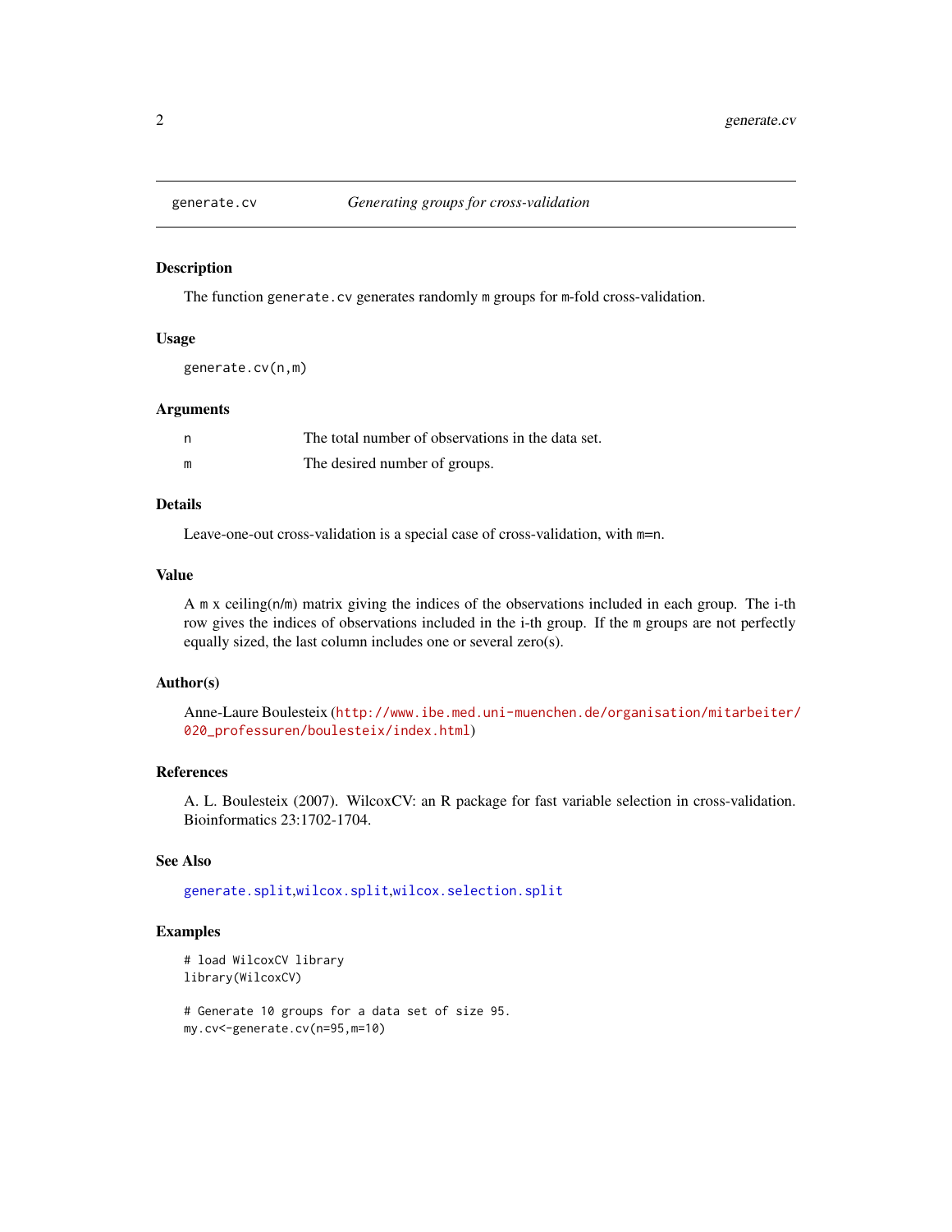generate.cv *Generating groups for cross-validation*

## Description

The function `generate.cv` generates randomly `m` groups for `m`-fold cross-validation.

## Usage

```
generate.cv(n,m)
```

## Arguments

| | |
|---|---|
| `n` | The total number of observations in the data set. |
| `m` | The desired number of groups. |

## Details

Leave-one-out cross-validation is a special case of cross-validation, with `m=n`.

## Value

A `m` x ceiling(`n`/`m`) matrix giving the indices of the observations included in each group. The i-th row gives the indices of observations included in the i-th group. If the `m` groups are not perfectly equally sized, the last column includes one or several zero(s).

## Author(s)

Anne-Laure Boulesteix (http://www.ibe.med.uni-muenchen.de/organisation/mitarbeiter/020_professuren/boulesteix/index.html)

## References

A. L. Boulesteix (2007). WilcoxCV: an R package for fast variable selection in cross-validation. Bioinformatics 23:1702-1704.

## See Also

generate.split, wilcox.split, wilcox.selection.split

## Examples

```
# load WilcoxCV library
library(WilcoxCV)

# Generate 10 groups for a data set of size 95.
my.cv<-generate.cv(n=95,m=10)
```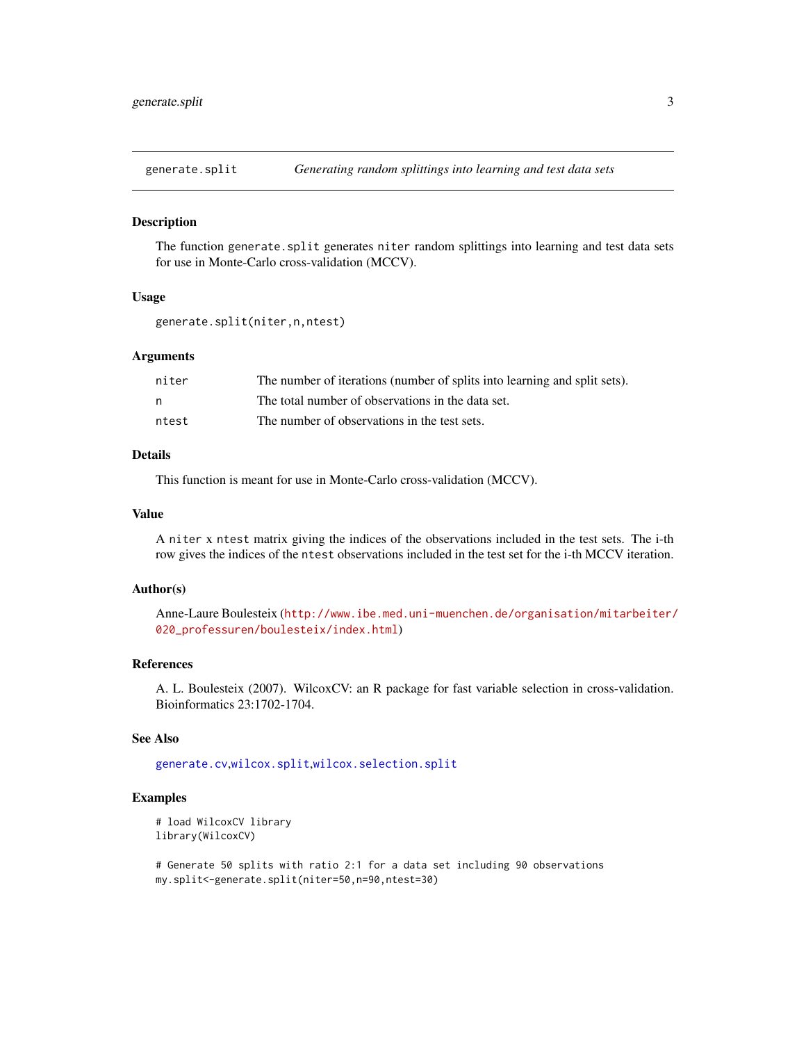generate.split — *Generating random splittings into learning and test data sets*

## Description

The function generate.split generates niter random splittings into learning and test data sets for use in Monte-Carlo cross-validation (MCCV).

## Usage

```
generate.split(niter,n,ntest)
```

## Arguments

| | |
|---|---|
| niter | The number of iterations (number of splits into learning and split sets). |
| n | The total number of observations in the data set. |
| ntest | The number of observations in the test sets. |

## Details

This function is meant for use in Monte-Carlo cross-validation (MCCV).

## Value

A niter x ntest matrix giving the indices of the observations included in the test sets. The i-th row gives the indices of the ntest observations included in the test set for the i-th MCCV iteration.

## Author(s)

Anne-Laure Boulesteix (http://www.ibe.med.uni-muenchen.de/organisation/mitarbeiter/020_professuren/boulesteix/index.html)

## References

A. L. Boulesteix (2007). WilcoxCV: an R package for fast variable selection in cross-validation. Bioinformatics 23:1702-1704.

## See Also

generate.cv,wilcox.split,wilcox.selection.split

## Examples

```
# load WilcoxCV library
library(WilcoxCV)

# Generate 50 splits with ratio 2:1 for a data set including 90 observations
my.split<-generate.split(niter=50,n=90,ntest=30)
```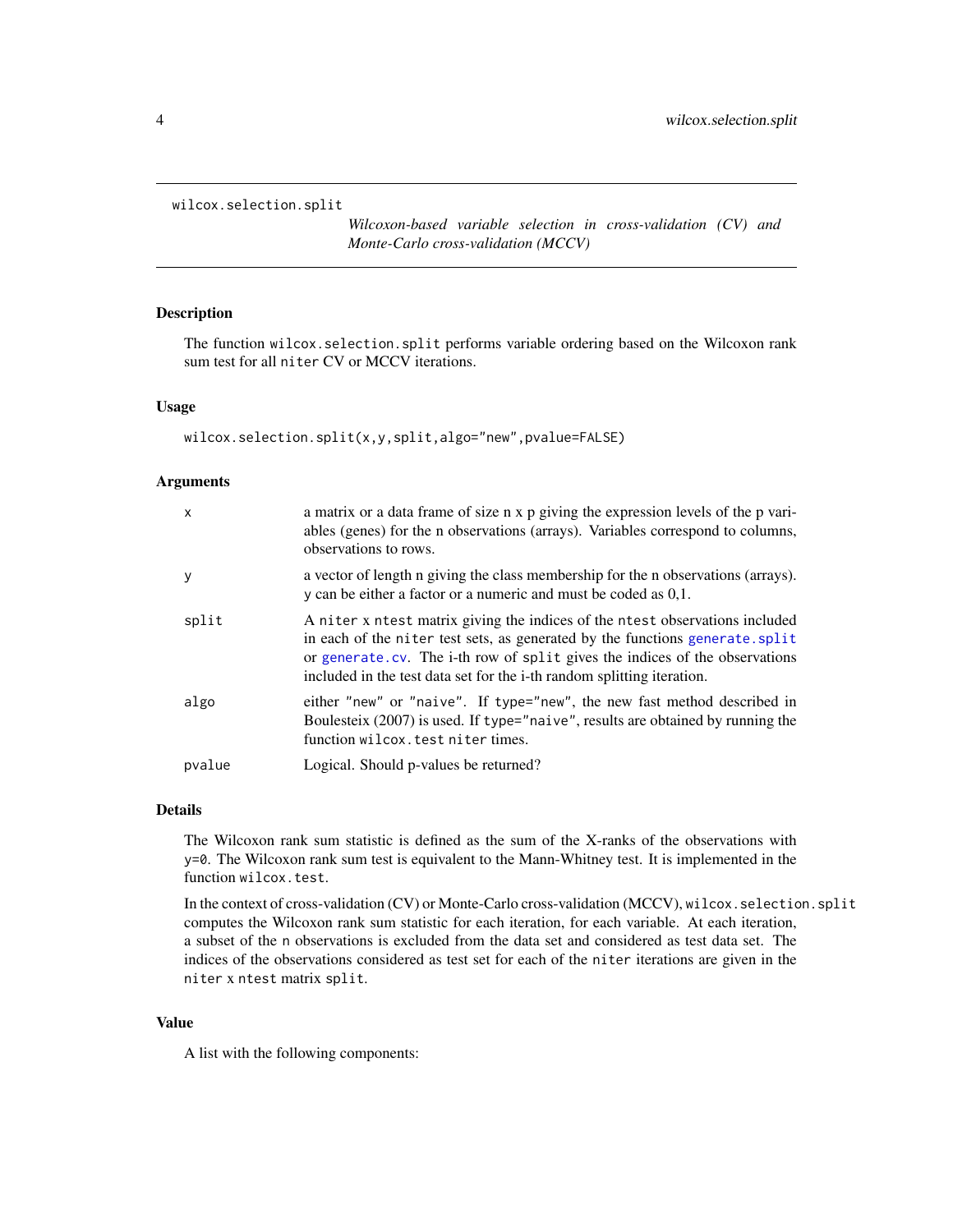`wilcox.selection.split` *Wilcoxon-based variable selection in cross-validation (CV) and Monte-Carlo cross-validation (MCCV)*

## Description

The function `wilcox.selection.split` performs variable ordering based on the Wilcoxon rank sum test for all `niter` CV or MCCV iterations.

## Usage

```
wilcox.selection.split(x,y,split,algo="new",pvalue=FALSE)
```

## Arguments

| | |
|---|---|
| `x` | a matrix or a data frame of size n x p giving the expression levels of the p variables (genes) for the n observations (arrays). Variables correspond to columns, observations to rows. |
| `y` | a vector of length n giving the class membership for the n observations (arrays). `y` can be either a factor or a numeric and must be coded as 0,1. |
| `split` | A `niter` x `ntest` matrix giving the indices of the `ntest` observations included in each of the `niter` test sets, as generated by the functions `generate.split` or `generate.cv`. The i-th row of `split` gives the indices of the observations included in the test data set for the i-th random splitting iteration. |
| `algo` | either `"new"` or `"naive"`. If `type="new"`, the new fast method described in Boulesteix (2007) is used. If `type="naive"`, results are obtained by running the function `wilcox.test` `niter` times. |
| `pvalue` | Logical. Should p-values be returned? |

## Details

The Wilcoxon rank sum statistic is defined as the sum of the X-ranks of the observations with `y=0`. The Wilcoxon rank sum test is equivalent to the Mann-Whitney test. It is implemented in the function `wilcox.test`.

In the context of cross-validation (CV) or Monte-Carlo cross-validation (MCCV), `wilcox.selection.split` computes the Wilcoxon rank sum statistic for each iteration, for each variable. At each iteration, a subset of the `n` observations is excluded from the data set and considered as test data set. The indices of the observations considered as test set for each of the `niter` iterations are given in the `niter` x `ntest` matrix `split`.

## Value

A list with the following components: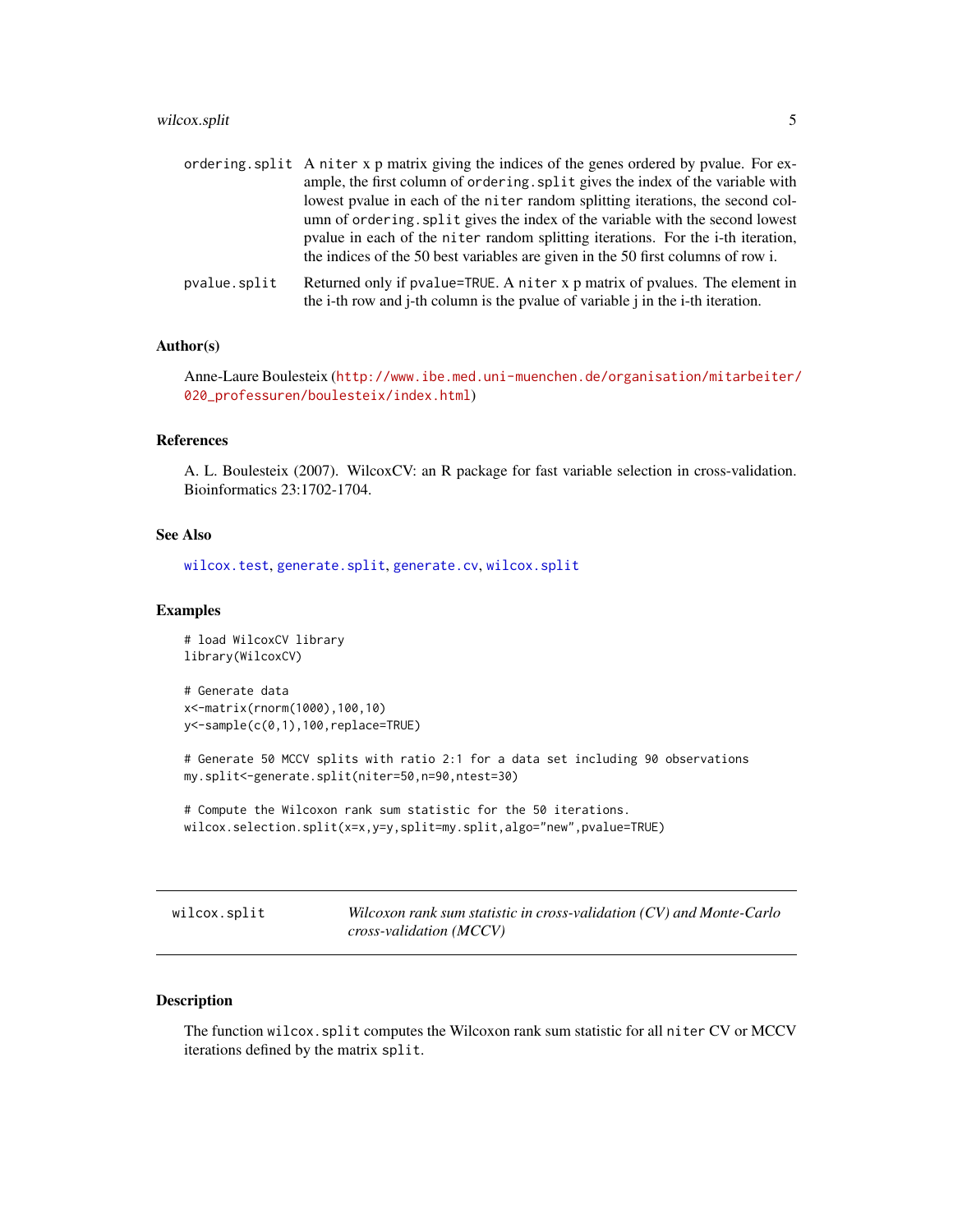ordering.split A niter x p matrix giving the indices of the genes ordered by pvalue. For example, the first column of ordering.split gives the index of the variable with lowest pvalue in each of the niter random splitting iterations, the second column of ordering.split gives the index of the variable with the second lowest pvalue in each of the niter random splitting iterations. For the i-th iteration, the indices of the 50 best variables are given in the 50 first columns of row i.

pvalue.split Returned only if pvalue=TRUE. A niter x p matrix of pvalues. The element in the i-th row and j-th column is the pvalue of variable j in the i-th iteration.

### Author(s)

Anne-Laure Boulesteix (http://www.ibe.med.uni-muenchen.de/organisation/mitarbeiter/020_professuren/boulesteix/index.html)

### References

A. L. Boulesteix (2007). WilcoxCV: an R package for fast variable selection in cross-validation. Bioinformatics 23:1702-1704.

### See Also

wilcox.test, generate.split, generate.cv, wilcox.split

### Examples

```
# load WilcoxCV library
library(WilcoxCV)

# Generate data
x<-matrix(rnorm(1000),100,10)
y<-sample(c(0,1),100,replace=TRUE)

# Generate 50 MCCV splits with ratio 2:1 for a data set including 90 observations
my.split<-generate.split(niter=50,n=90,ntest=30)

# Compute the Wilcoxon rank sum statistic for the 50 iterations.
wilcox.selection.split(x=x,y=y,split=my.split,algo="new",pvalue=TRUE)
```

---

## wilcox.split *Wilcoxon rank sum statistic in cross-validation (CV) and Monte-Carlo cross-validation (MCCV)*

### Description

The function wilcox.split computes the Wilcoxon rank sum statistic for all niter CV or MCCV iterations defined by the matrix split.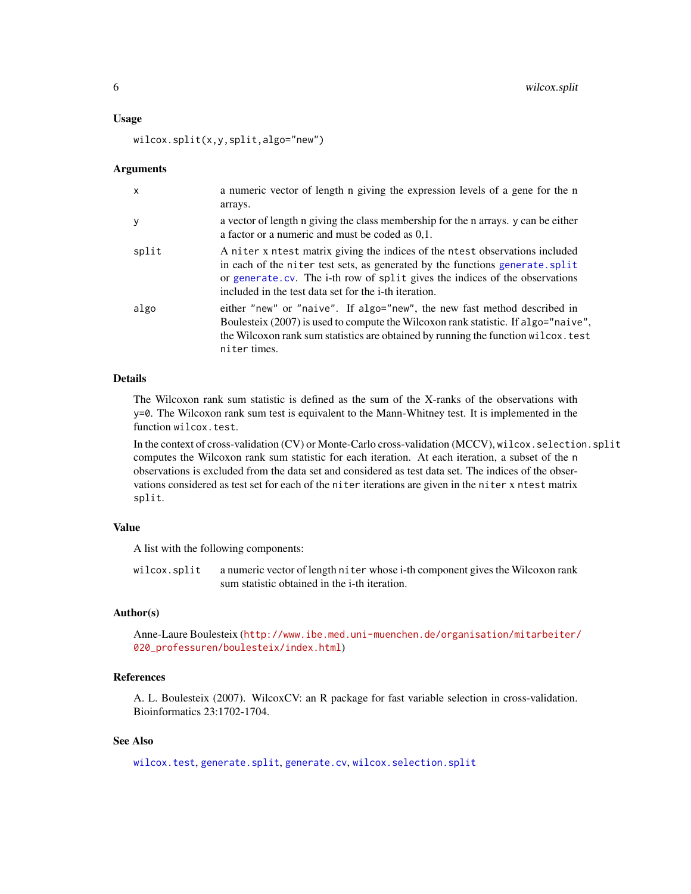### Usage

```
wilcox.split(x,y,split,algo="new")
```

### Arguments

| | |
|---|---|
| x | a numeric vector of length n giving the expression levels of a gene for the n arrays. |
| y | a vector of length n giving the class membership for the n arrays. y can be either a factor or a numeric and must be coded as 0,1. |
| split | A niter x ntest matrix giving the indices of the ntest observations included in each of the niter test sets, as generated by the functions generate.split or generate.cv. The i-th row of split gives the indices of the observations included in the test data set for the i-th iteration. |
| algo | either "new" or "naive". If algo="new", the new fast method described in Boulesteix (2007) is used to compute the Wilcoxon rank statistic. If algo="naive", the Wilcoxon rank sum statistics are obtained by running the function wilcox.test niter times. |

### Details

The Wilcoxon rank sum statistic is defined as the sum of the X-ranks of the observations with y=0. The Wilcoxon rank sum test is equivalent to the Mann-Whitney test. It is implemented in the function wilcox.test.

In the context of cross-validation (CV) or Monte-Carlo cross-validation (MCCV), wilcox.selection.split computes the Wilcoxon rank sum statistic for each iteration. At each iteration, a subset of the n observations is excluded from the data set and considered as test data set. The indices of the observations considered as test set for each of the niter iterations are given in the niter x ntest matrix split.

### Value

A list with the following components:

| | |
|---|---|
| wilcox.split | a numeric vector of length niter whose i-th component gives the Wilcoxon rank sum statistic obtained in the i-th iteration. |

### Author(s)

Anne-Laure Boulesteix (http://www.ibe.med.uni-muenchen.de/organisation/mitarbeiter/020_professuren/boulesteix/index.html)

### References

A. L. Boulesteix (2007). WilcoxCV: an R package for fast variable selection in cross-validation. Bioinformatics 23:1702-1704.

### See Also

wilcox.test, generate.split, generate.cv, wilcox.selection.split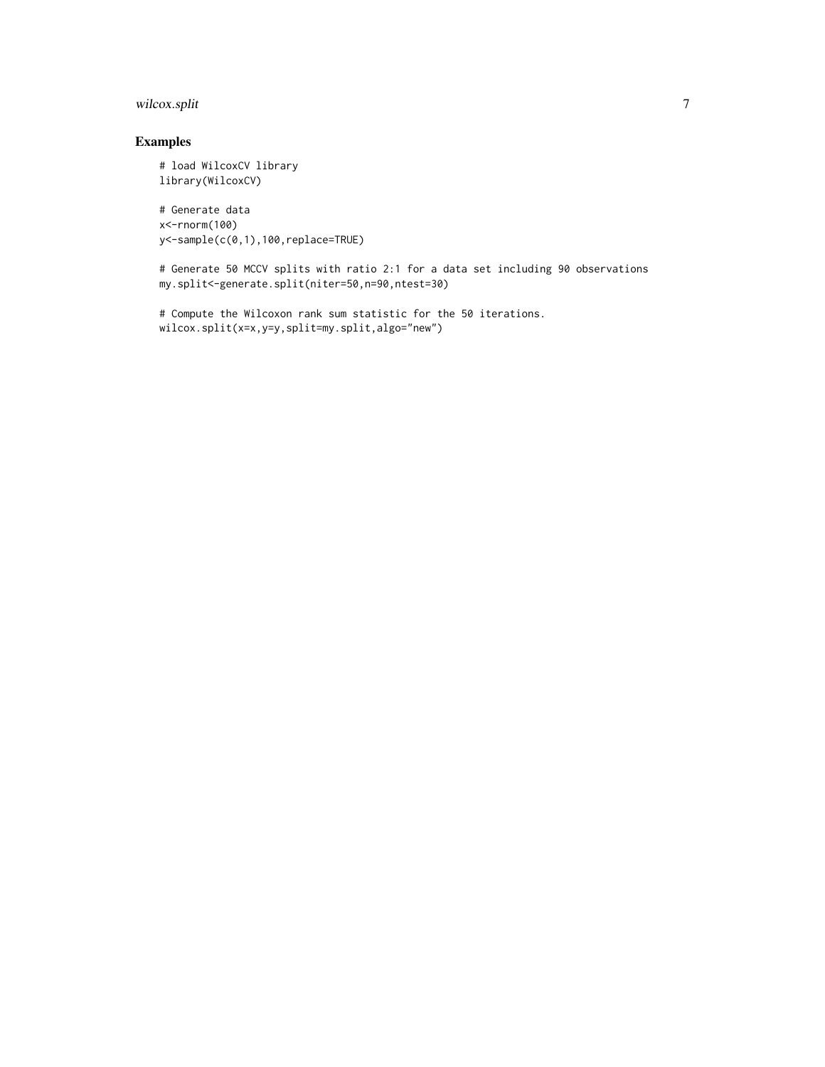## Examples

```
# load WilcoxCV library
library(WilcoxCV)

# Generate data
x<-rnorm(100)
y<-sample(c(0,1),100,replace=TRUE)

# Generate 50 MCCV splits with ratio 2:1 for a data set including 90 observations
my.split<-generate.split(niter=50,n=90,ntest=30)

# Compute the Wilcoxon rank sum statistic for the 50 iterations.
wilcox.split(x=x,y=y,split=my.split,algo="new")
```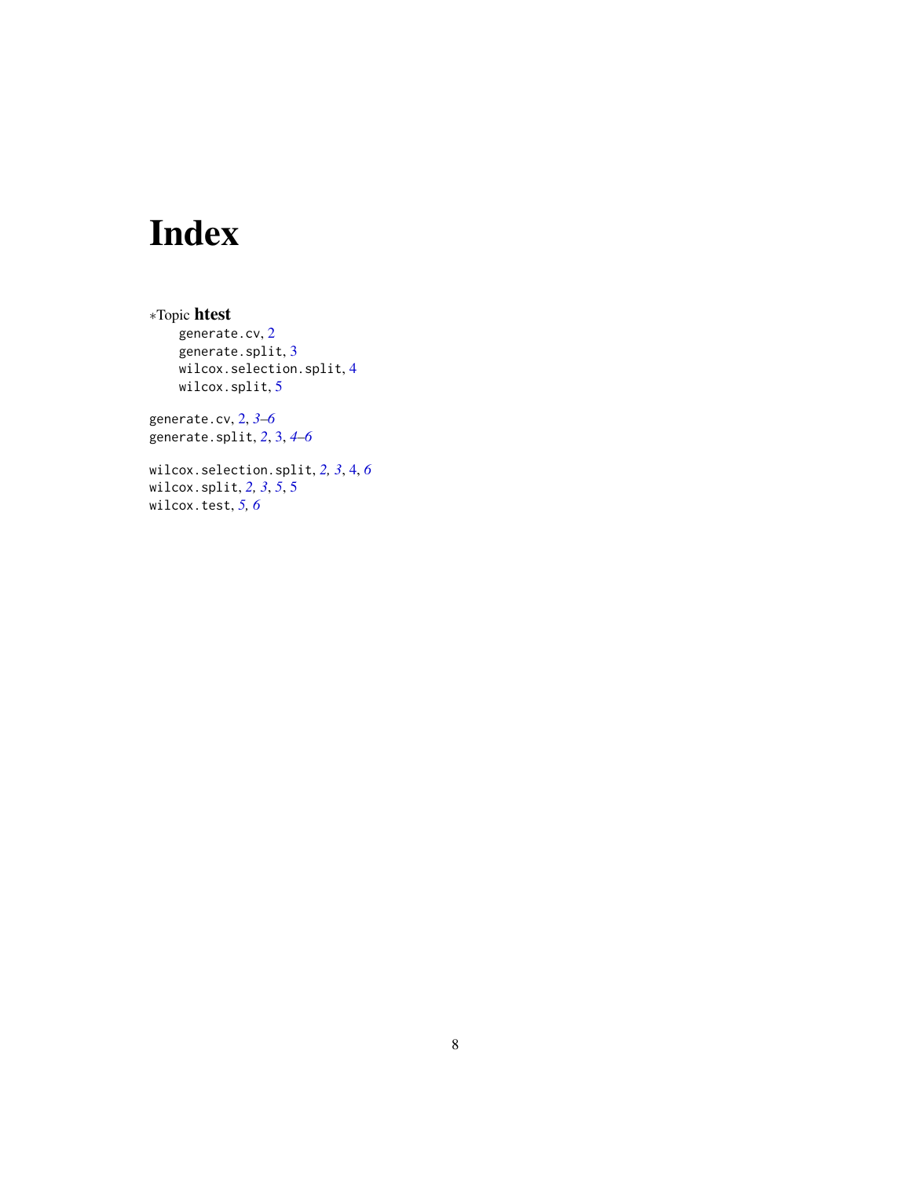# Index

∗Topic **htest**

- generate.cv, 2
- generate.split, 3
- wilcox.selection.split, 4
- wilcox.split, 5

generate.cv, 2, *3–6*
generate.split, *2*, 3, *4–6*

wilcox.selection.split, *2, 3*, 4, *6*
wilcox.split, *2, 3*, *5*, 5
wilcox.test, *5, 6*